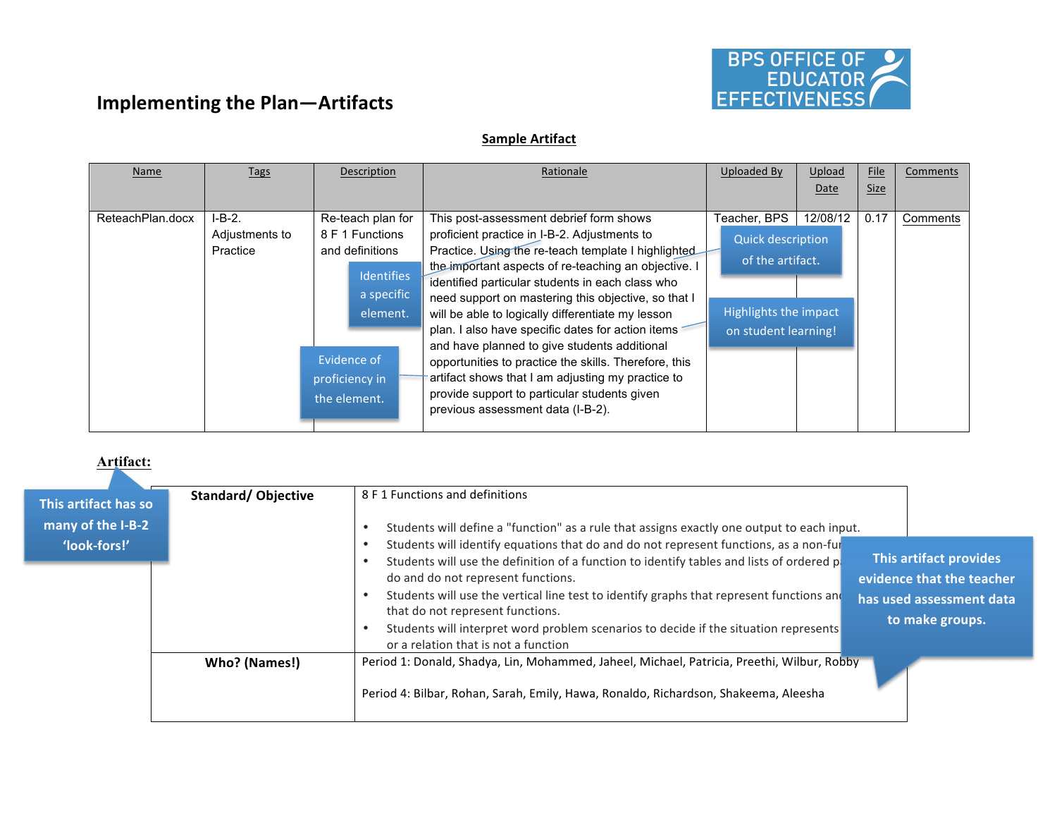BPS OFFICE OF EDUCATOR EFFECTIVENESS

# Implementing the Plan—Artifacts

**Sample Artifact**

| Name | Tags | Description | Rationale | Uploaded By | Upload Date | File Size | Comments |
|---|---|---|---|---|---|---|---|
| ReteachPlan.docx | I-B-2. Adjustments to Practice | Re-teach plan for 8 F 1 Functions and definitions | This post-assessment debrief form shows proficient practice in I-B-2. Adjustments to Practice. Using the re-teach template I highlighted the important aspects of re-teaching an objective. I identified particular students in each class who need support on mastering this objective, so that I will be able to logically differentiate my lesson plan. I also have specific dates for action items and have planned to give students additional opportunities to practice the skills. Therefore, this artifact shows that I am adjusting my practice to provide support to particular students given previous assessment data (I-B-2). | Teacher, BPS | 12/08/12 | 0.17 | Comments |

Callouts: "Identifies a specific element." "Evidence of proficiency in the element." "Quick description of the artifact." "Highlights the impact on student learning!"

**Artifact:**

This artifact has so many of the I-B-2 'look-fors!'

| Standard/ Objective | 8 F 1 Functions and definitions<br><br>• Students will define a "function" as a rule that assigns exactly one output to each input.<br>• Students will identify equations that do and do not represent functions, as a non-fu[...]<br>• Students will use the definition of a function to identify tables and lists of ordered p[...] do and do not represent functions.<br>• Students will use the vertical line test to identify graphs that represent functions an[...] that do not represent functions.<br>• Students will interpret word problem scenarios to decide if the situation represents [...] or a relation that is not a function |
|---|---|
| **Who? (Names!)** | Period 1: Donald, Shadya, Lin, Mohammed, Jaheel, Michael, Patricia, Preethi, Wilbur, Robby<br><br>Period 4: Bilbar, Rohan, Sarah, Emily, Hawa, Ronaldo, Richardson, Shakeema, Aleesha |

This artifact provides evidence that the teacher has used assessment data to make groups.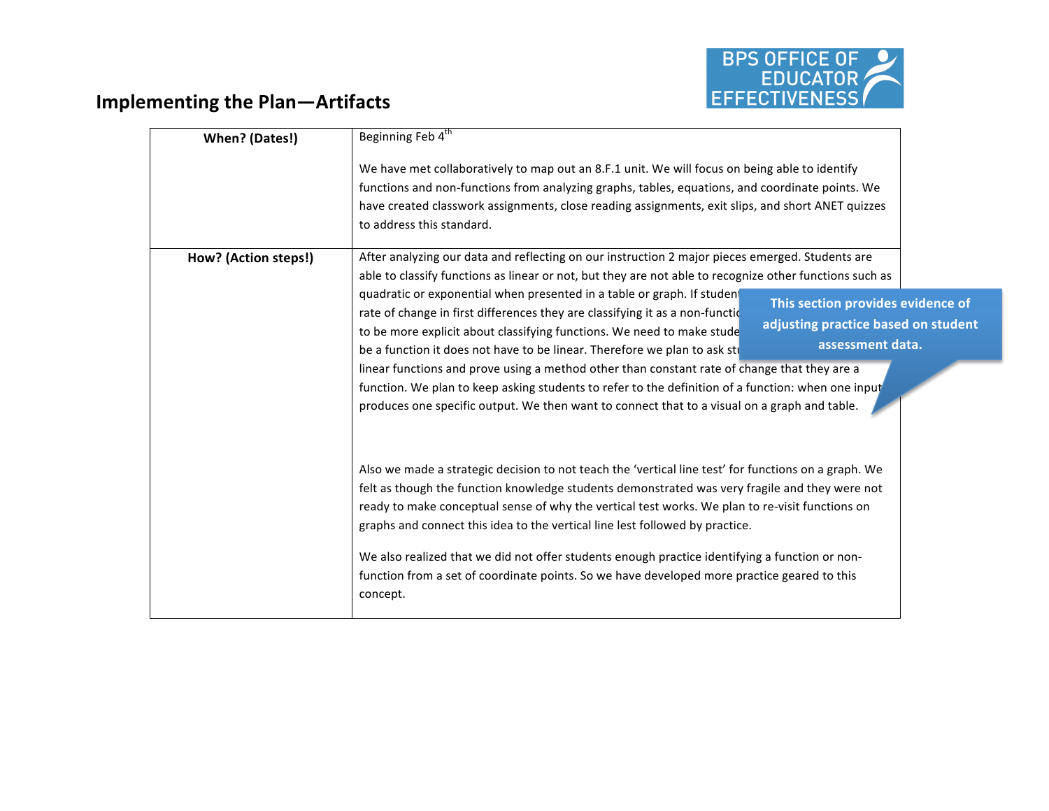## Implementing the Plan—Artifacts

| When? (Dates!) | Beginning Feb 4th<br><br>We have met collaboratively to map out an 8.F.1 unit. We will focus on being able to identify functions and non-functions from analyzing graphs, tables, equations, and coordinate points. We have created classwork assignments, close reading assignments, exit slips, and short ANET quizzes to address this standard. |
|---|---|
| How? (Action steps!) | After analyzing our data and reflecting on our instruction 2 major pieces emerged. Students are able to classify functions as linear or not, but they are not able to recognize other functions such as quadratic or exponential when presented in a table or graph. If student rate of change in first differences they are classifying it as a non-functio to be more explicit about classifying functions. We need to make stude be a function it does not have to be linear. Therefore we plan to ask st linear functions and prove using a method other than constant rate of change that they are a function. We plan to keep asking students to refer to the definition of a function: when one input produces one specific output. We then want to connect that to a visual on a graph and table.<br><br>Also we made a strategic decision to not teach the 'vertical line test' for functions on a graph. We felt as though the function knowledge students demonstrated was very fragile and they were not ready to make conceptual sense of why the vertical test works. We plan to re-visit functions on graphs and connect this idea to the vertical line lest followed by practice.<br><br>We also realized that we did not offer students enough practice identifying a function or non-function from a set of coordinate points. So we have developed more practice geared to this concept. |

**This section provides evidence of adjusting practice based on student assessment data.**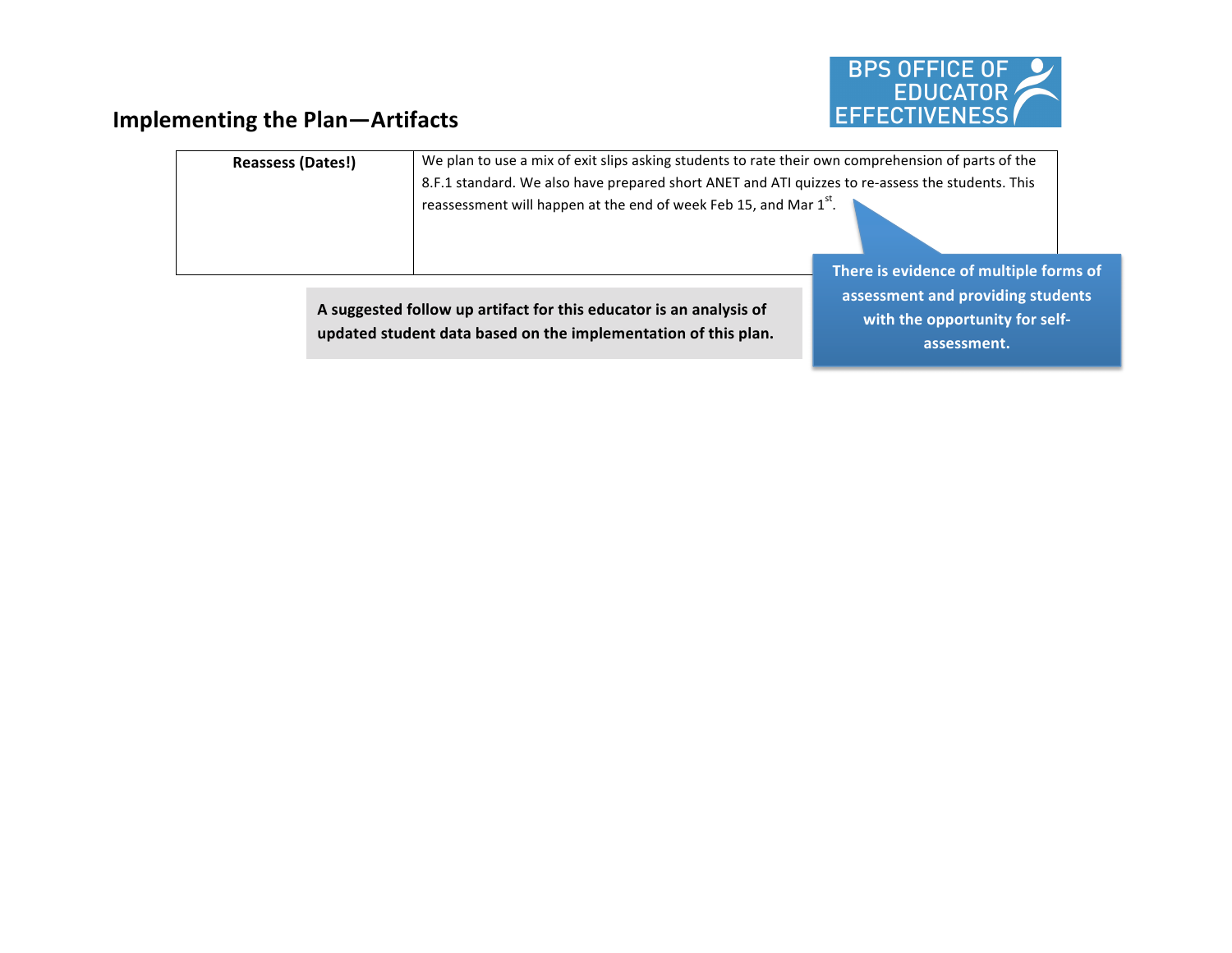## Implementing the Plan—Artifacts

| | |
|---|---|
| **Reassess (Dates!)** | We plan to use a mix of exit slips asking students to rate their own comprehension of parts of the 8.F.1 standard. We also have prepared short ANET and ATI quizzes to re-assess the students. This reassessment will happen at the end of week Feb 15, and Mar 1st. |

**There is evidence of multiple forms of assessment and providing students with the opportunity for self-assessment.**

**A suggested follow up artifact for this educator is an analysis of updated student data based on the implementation of this plan.**